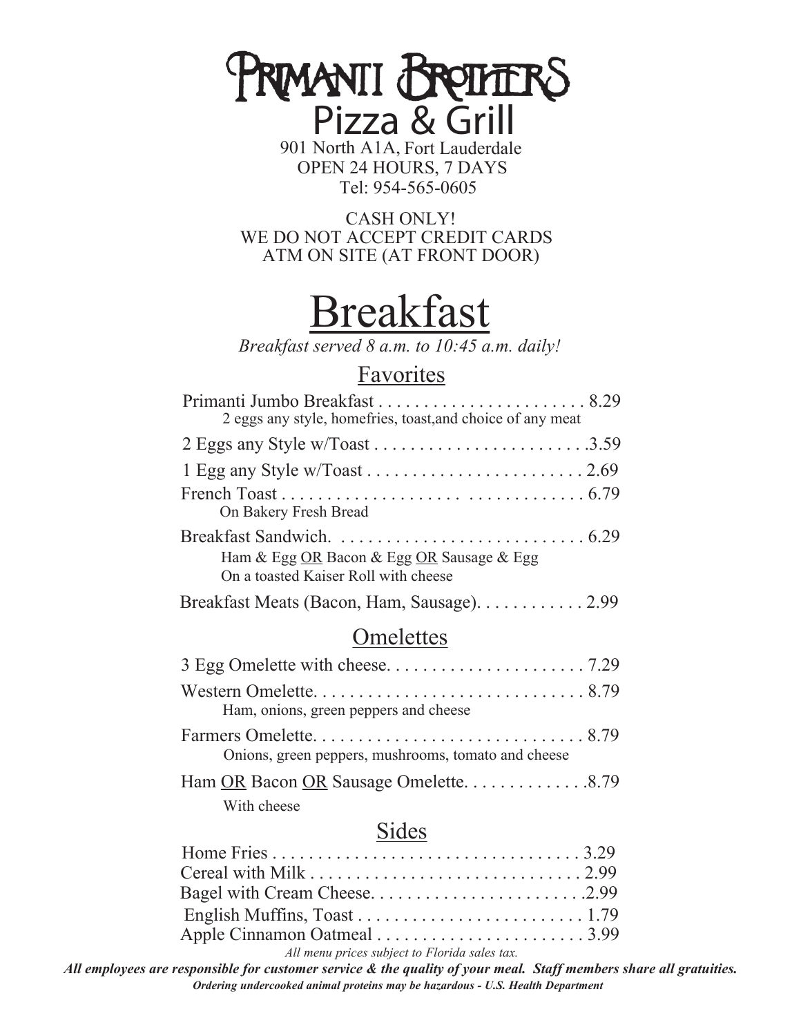# PRIMANTI BROTHERS

## Pizza & Grill

901 North A1A, Fort Lauderdale
OPEN 24 HOURS, 7 DAYS
Tel: 954-565-0605

CASH ONLY!
WE DO NOT ACCEPT CREDIT CARDS
ATM ON SITE (AT FRONT DOOR)

# Breakfast

*Breakfast served 8 a.m. to 10:45 a.m. daily!*

## Favorites

Primanti Jumbo Breakfast . . . . . . . . . . . . . . . . . . . . . . . . 8.29
2 eggs any style, homefries, toast,and choice of any meat

2 Eggs any Style w/Toast . . . . . . . . . . . . . . . . . . . . . . . .3.59

1 Egg any Style w/Toast . . . . . . . . . . . . . . . . . . . . . . . . 2.69

French Toast . . . . . . . . . . . . . . . . . . . . . . . . . . . . . . . . . 6.79
On Bakery Fresh Bread

Breakfast Sandwich. . . . . . . . . . . . . . . . . . . . . . . . . . . . 6.29
Ham & Egg OR Bacon & Egg OR Sausage & Egg
On a toasted Kaiser Roll with cheese

Breakfast Meats (Bacon, Ham, Sausage). . . . . . . . . . . . 2.99

## Omelettes

3 Egg Omelette with cheese. . . . . . . . . . . . . . . . . . . . . . 7.29

Western Omelette. . . . . . . . . . . . . . . . . . . . . . . . . . . . . . 8.79
Ham, onions, green peppers and cheese

Farmers Omelette. . . . . . . . . . . . . . . . . . . . . . . . . . . . . . 8.79
Onions, green peppers, mushrooms, tomato and cheese

Ham OR Bacon OR Sausage Omelette. . . . . . . . . . . . . .8.79
With cheese

## Sides

Home Fries . . . . . . . . . . . . . . . . . . . . . . . . . . . . . . . . . . 3.29
Cereal with Milk . . . . . . . . . . . . . . . . . . . . . . . . . . . . . . 2.99
Bagel with Cream Cheese. . . . . . . . . . . . . . . . . . . . . . . .2.99
English Muffins, Toast . . . . . . . . . . . . . . . . . . . . . . . . . 1.79
Apple Cinnamon Oatmeal . . . . . . . . . . . . . . . . . . . . . . . 3.99

*All menu prices subject to Florida sales tax.*

***All employees are responsible for customer service & the quality of your meal. Staff members share all gratuities.***

***Ordering undercooked animal proteins may be hazardous - U.S. Health Department***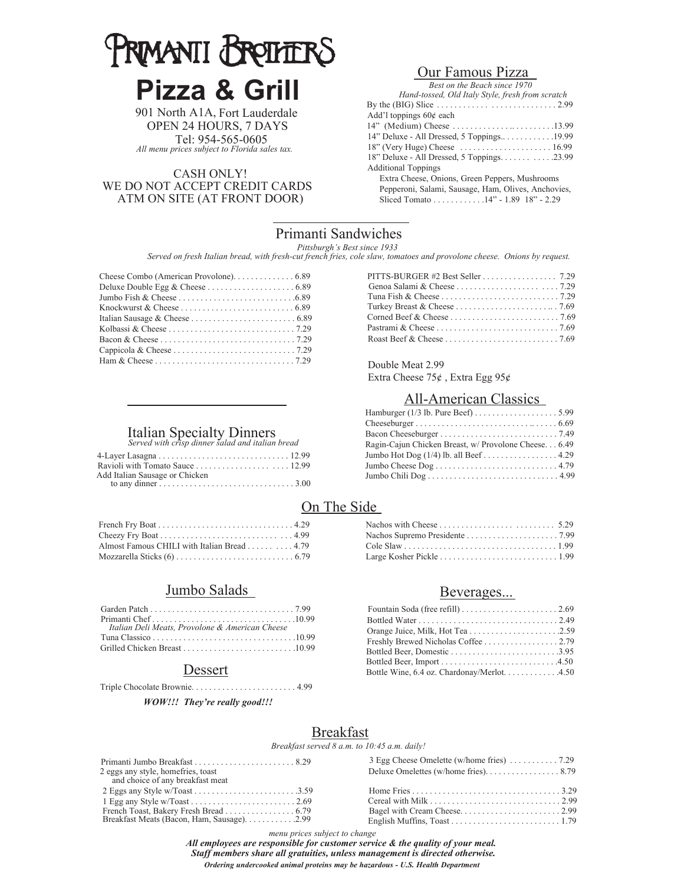# Primanti Brothers

# Pizza & Grill

901 North A1A, Fort Lauderdale
OPEN 24 HOURS, 7 DAYS
Tel: 954-565-0605
*All menu prices subject to Florida sales tax.*

CASH ONLY!
WE DO NOT ACCEPT CREDIT CARDS
ATM ON SITE (AT FRONT DOOR)

## Our Famous Pizza

*Best on the Beach since 1970*
*Hand-tossed, Old Italy Style, fresh from scratch*

By the (BIG) Slice . . . . . . . . . . . . 2.99
Add'l toppings 60¢ each
14" (Medium) Cheese . . . . . . . . . . . . 13.99
14" Deluxe - All Dressed, 5 Toppings. . . . . . . 19.99
18" (Very Huge) Cheese . . . . . . . . . . . . 16.99
18" Deluxe - All Dressed, 5 Toppings. . . . . . . 23.99
Additional Toppings
Extra Cheese, Onions, Green Peppers, Mushrooms
Pepperoni, Salami, Sausage, Ham, Olives, Anchovies,
Sliced Tomato . . . . . . . . . . . .14" - 1.89 18" - 2.29

## Primanti Sandwiches

*Pittsburgh's Best since 1933*
*Served on fresh Italian bread, with fresh-cut french fries, cole slaw, tomatoes and provolone cheese. Onions by request.*

Cheese Combo (American Provolone). . . . . . . . . . . . . 6.89
Deluxe Double Egg & Cheese . . . . . . . . . . . . 6.89
Jumbo Fish & Cheese . . . . . . . . . . . . 6.89
Knockwurst & Cheese . . . . . . . . . . . . 6.89
Italian Sausage & Cheese . . . . . . . . . . . . 6.89
Kolbassi & Cheese . . . . . . . . . . . . 7.29
Bacon & Cheese . . . . . . . . . . . . 7.29
Cappicola & Cheese . . . . . . . . . . . . 7.29
Ham & Cheese . . . . . . . . . . . . 7.29
PITTS-BURGER #2 Best Seller . . . . . . . . . . . . 7.29
Genoa Salami & Cheese . . . . . . . . . . . . 7.29
Tuna Fish & Cheese . . . . . . . . . . . . 7.29
Turkey Breast & Cheese . . . . . . . . . . . . 7.69
Corned Beef & Cheese . . . . . . . . . . . . 7.69
Pastrami & Cheese . . . . . . . . . . . . 7.69
Roast Beef & Cheese . . . . . . . . . . . . 7.69

Double Meat 2.99
Extra Cheese 75¢ , Extra Egg 95¢

## Italian Specialty Dinners

*Served with crisp dinner salad and italian bread*

4-Layer Lasagna . . . . . . . . . . . . 12.99
Ravioli with Tomato Sauce . . . . . . . . . . . . 12.99
Add Italian Sausage or Chicken
to any dinner . . . . . . . . . . . . 3.00

## All-American Classics

Hamburger (1/3 lb. Pure Beef) . . . . . . . . . . . . 5.99
Cheeseburger . . . . . . . . . . . . 6.69
Bacon Cheeseburger . . . . . . . . . . . . 7.49
Ragin-Cajun Chicken Breast, w/ Provolone Cheese. . . 6.49
Jumbo Hot Dog (1/4) lb. all Beef . . . . . . . . . . . . 4.29
Jumbo Cheese Dog . . . . . . . . . . . . 4.79
Jumbo Chili Dog . . . . . . . . . . . . 4.99

## On The Side

French Fry Boat . . . . . . . . . . . . 4.29
Cheezy Fry Boat . . . . . . . . . . . . 4.99
Almost Famous CHILI with Italian Bread . . . . . . . . 4.79
Mozzarella Sticks (6) . . . . . . . . . . . . 6.79
Nachos with Cheese . . . . . . . . . . . . 5.29
Nachos Supremo Presidente . . . . . . . . . . . . 7.99
Cole Slaw . . . . . . . . . . . . 1.99
Large Kosher Pickle . . . . . . . . . . . . 1.99

## Jumbo Salads

Garden Patch . . . . . . . . . . . . 7.99
Primanti Chef . . . . . . . . . . . . 10.99
*Italian Deli Meats, Provolone & American Cheese*
Tuna Classico . . . . . . . . . . . . 10.99
Grilled Chicken Breast . . . . . . . . . . . . 10.99

## Dessert

Triple Chocolate Brownie. . . . . . . . . . . . . 4.99

***WOW!!! They're really good!!!***

## Beverages...

Fountain Soda (free refill) . . . . . . . . . . . . 2.69
Bottled Water . . . . . . . . . . . . 2.49
Orange Juice, Milk, Hot Tea . . . . . . . . . . . . 2.59
Freshly Brewed Nicholas Coffee . . . . . . . . . . . . 2.79
Bottled Beer, Domestic . . . . . . . . . . . . 3.95
Bottled Beer, Import . . . . . . . . . . . . 4.50
Bottle Wine, 6.4 oz. Chardonay/Merlot. . . . . . . . . . . . 4.50

## Breakfast

*Breakfast served 8 a.m. to 10:45 a.m. daily!*

Primanti Jumbo Breakfast . . . . . . . . . . . . 8.29
2 eggs any style, homefries, toast
and choice of any breakfast meat
2 Eggs any Style w/Toast . . . . . . . . . . . . 3.59
1 Egg any Style w/Toast . . . . . . . . . . . . 2.69
French Toast, Bakery Fresh Bread . . . . . . . . . . . . 6.79
Breakfast Meats (Bacon, Ham, Sausage). . . . . . . . . . . . 2.99
3 Egg Cheese Omelette (w/home fries) . . . . . . . . . . . . 7.29
Deluxe Omelettes (w/home fries). . . . . . . . . . . . . 8.79
Home Fries . . . . . . . . . . . . 3.29
Cereal with Milk . . . . . . . . . . . . 2.99
Bagel with Cream Cheese. . . . . . . . . . . . . 2.99
English Muffins, Toast . . . . . . . . . . . . 1.79

*menu prices subject to change*

***All employees are responsible for customer service & the quality of your meal.***
***Staff members share all gratuities, unless management is directed otherwise.***

***Ordering undercooked animal proteins may be hazardous - U.S. Health Department***